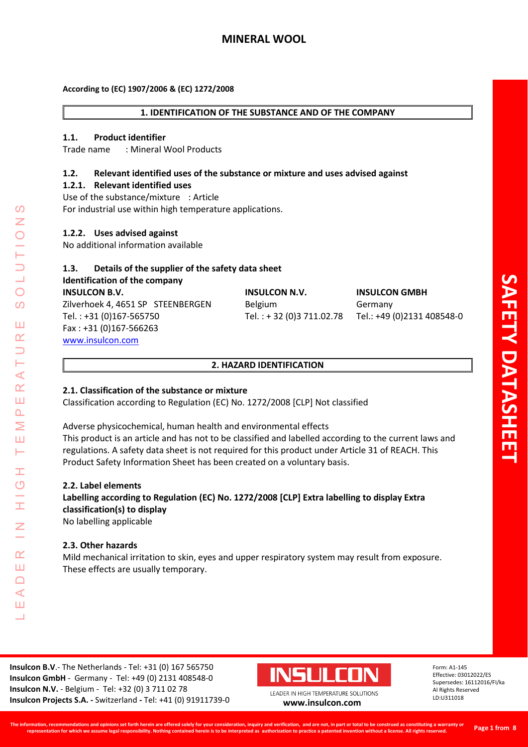# MINERAL WOOL

**According to (EC) 1907/2006 & (EC) 1272/2008**

## 1. IDENTIFICATION OF THE SUBSTANCE AND OF THE COMPANY

### 1.1. Product identifier

Trade name : Mineral Wool Products

### 1.2. Relevant identified uses of the substance or mixture and uses advised against

#### 1.2.1. Relevant identified uses

Use of the substance/mixture : Article

For industrial use within high temperature applications.

#### 1.2.2. Uses advised against

No additional information available

### 1.3. Details of the supplier of the safety data sheet

**Identification of the company**

| INSULCON B.V. | INSULCON N.V. | INSULCON GMBH |
|---|---|---|
| Zilverhoek 4, 4651 SP STEENBERGEN | Belgium | Germany |
| Tel. : +31 (0)167-565750 | Tel. : + 32 (0)3 711.02.78 | Tel.: +49 (0)2131 408548-0 |
| Fax : +31 (0)167-566263 | | |
| www.insulcon.com | | |

## 2. HAZARD IDENTIFICATION

### 2.1. Classification of the substance or mixture

Classification according to Regulation (EC) No. 1272/2008 [CLP] Not classified

Adverse physicochemical, human health and environmental effects

This product is an article and has not to be classified and labelled according to the current laws and regulations. A safety data sheet is not required for this product under Article 31 of REACH. This Product Safety Information Sheet has been created on a voluntary basis.

### 2.2. Label elements

**Labelling according to Regulation (EC) No. 1272/2008 [CLP] Extra labelling to display Extra classification(s) to display**

No labelling applicable

### 2.3. Other hazards

Mild mechanical irritation to skin, eyes and upper respiratory system may result from exposure. These effects are usually temporary.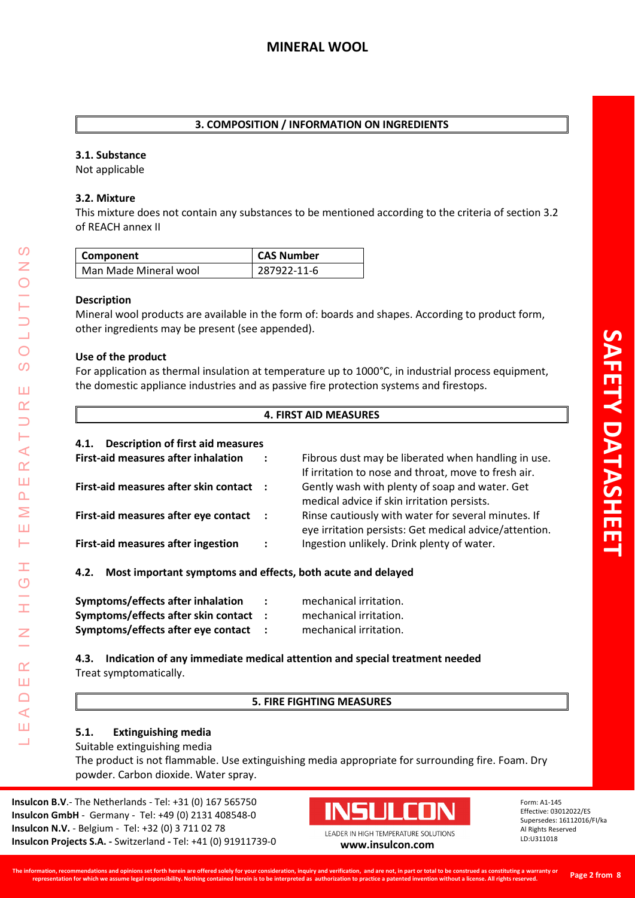## 3. COMPOSITION / INFORMATION ON INGREDIENTS

### 3.1. Substance

Not applicable

### 3.2. Mixture

This mixture does not contain any substances to be mentioned according to the criteria of section 3.2 of REACH annex II

| Component | CAS Number |
| --- | --- |
| Man Made Mineral wool | 287922-11-6 |

**Description**

Mineral wool products are available in the form of: boards and shapes. According to product form, other ingredients may be present (see appended).

**Use of the product**

For application as thermal insulation at temperature up to 1000°C, in industrial process equipment, the domestic appliance industries and as passive fire protection systems and firestops.

## 4. FIRST AID MEASURES

### 4.1. Description of first aid measures

**First-aid measures after inhalation** : Fibrous dust may be liberated when handling in use. If irritation to nose and throat, move to fresh air.

**First-aid measures after skin contact** : Gently wash with plenty of soap and water. Get medical advice if skin irritation persists.

**First-aid measures after eye contact** : Rinse cautiously with water for several minutes. If eye irritation persists: Get medical advice/attention.

**First-aid measures after ingestion** : Ingestion unlikely. Drink plenty of water.

### 4.2. Most important symptoms and effects, both acute and delayed

**Symptoms/effects after inhalation** : mechanical irritation.

**Symptoms/effects after skin contact** : mechanical irritation.

**Symptoms/effects after eye contact** : mechanical irritation.

### 4.3. Indication of any immediate medical attention and special treatment needed

Treat symptomatically.

## 5. FIRE FIGHTING MEASURES

### 5.1. Extinguishing media

Suitable extinguishing media

The product is not flammable. Use extinguishing media appropriate for surrounding fire. Foam. Dry powder. Carbon dioxide. Water spray.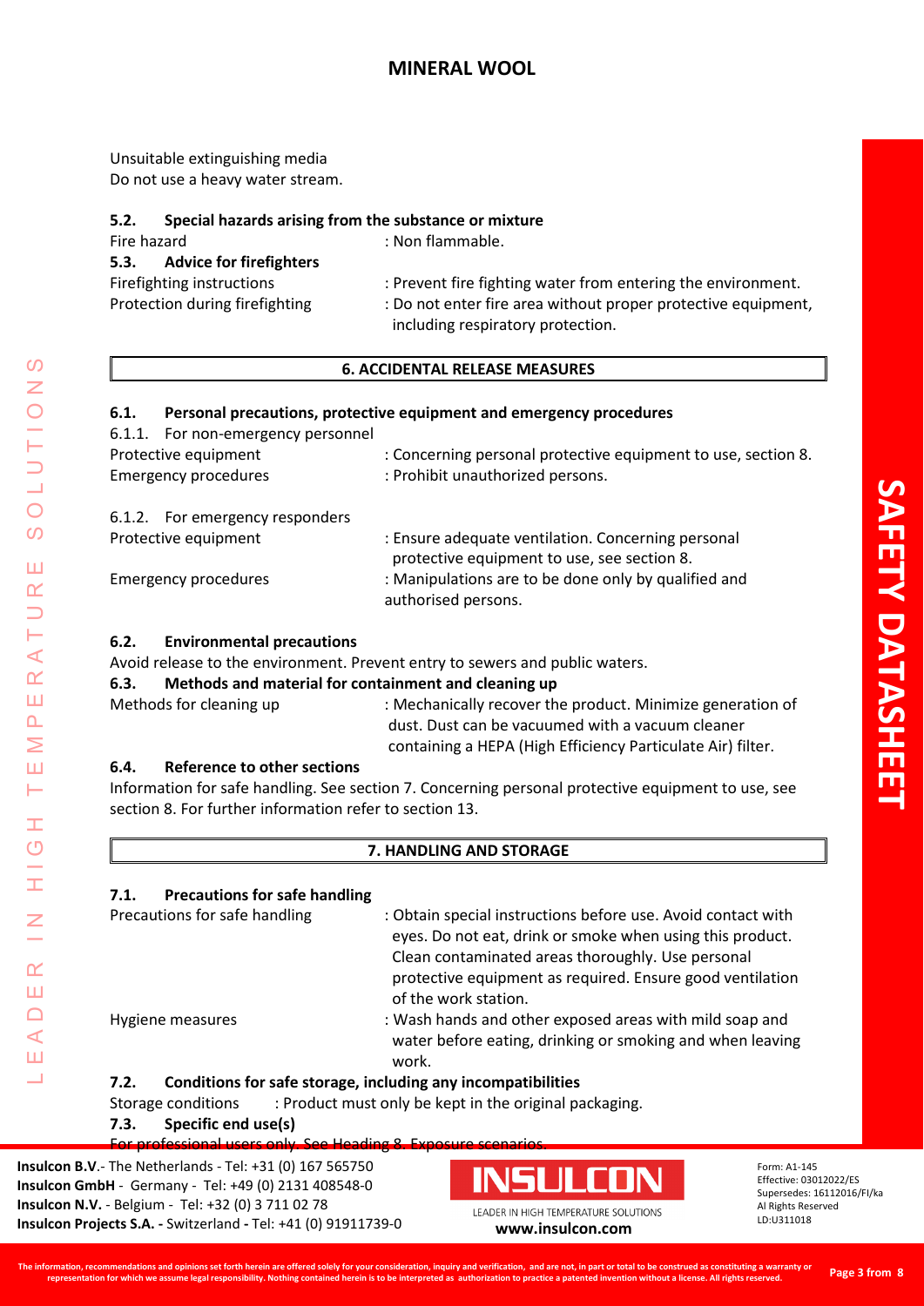Unsuitable extinguishing media
Do not use a heavy water stream.

**5.2. Special hazards arising from the substance or mixture**

Fire hazard : Non flammable.

**5.3. Advice for firefighters**

Firefighting instructions : Prevent fire fighting water from entering the environment.

Protection during firefighting : Do not enter fire area without proper protective equipment, including respiratory protection.

## 6. ACCIDENTAL RELEASE MEASURES

**6.1. Personal precautions, protective equipment and emergency procedures**

6.1.1. For non-emergency personnel

Protective equipment : Concerning personal protective equipment to use, section 8.

Emergency procedures : Prohibit unauthorized persons.

6.1.2. For emergency responders

Protective equipment : Ensure adequate ventilation. Concerning personal protective equipment to use, see section 8.

Emergency procedures : Manipulations are to be done only by qualified and authorised persons.

**6.2. Environmental precautions**

Avoid release to the environment. Prevent entry to sewers and public waters.

**6.3. Methods and material for containment and cleaning up**

Methods for cleaning up : Mechanically recover the product. Minimize generation of dust. Dust can be vacuumed with a vacuum cleaner containing a HEPA (High Efficiency Particulate Air) filter.

**6.4. Reference to other sections**

Information for safe handling. See section 7. Concerning personal protective equipment to use, see section 8. For further information refer to section 13.

## 7. HANDLING AND STORAGE

**7.1. Precautions for safe handling**

Precautions for safe handling : Obtain special instructions before use. Avoid contact with eyes. Do not eat, drink or smoke when using this product. Clean contaminated areas thoroughly. Use personal protective equipment as required. Ensure good ventilation of the work station.

Hygiene measures : Wash hands and other exposed areas with mild soap and water before eating, drinking or smoking and when leaving work.

**7.2. Conditions for safe storage, including any incompatibilities**

Storage conditions : Product must only be kept in the original packaging.

**7.3. Specific end use(s)**

For professional users only. See Heading 8. Exposure scenarios.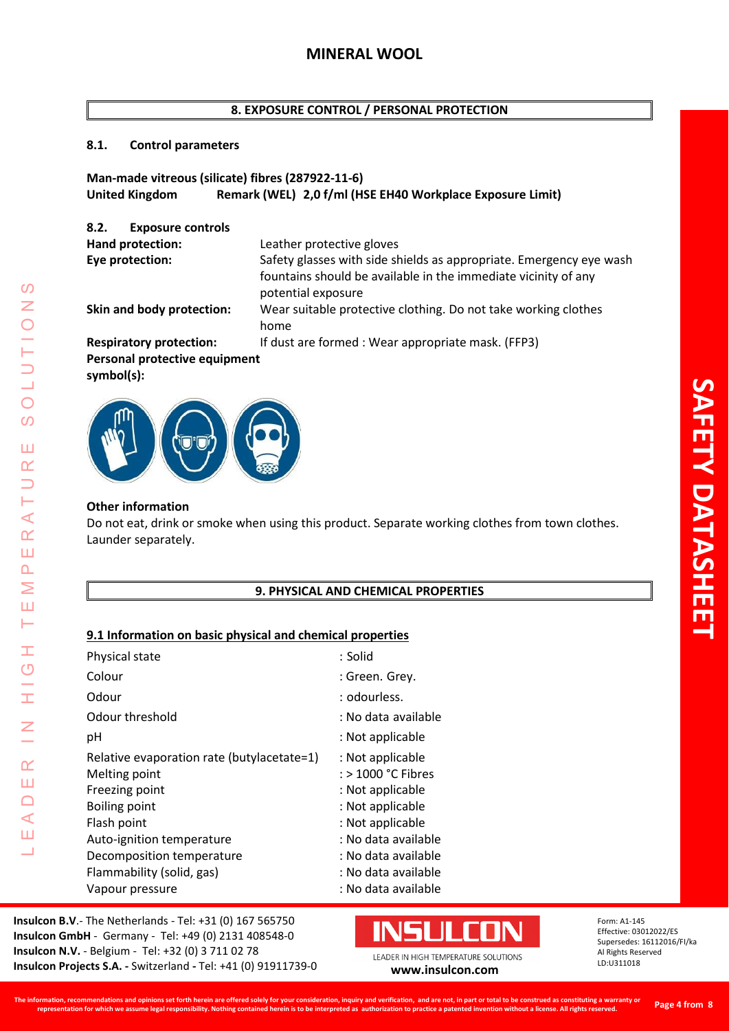## 8. EXPOSURE CONTROL / PERSONAL PROTECTION

### 8.1. Control parameters

**Man-made vitreous (silicate) fibres (287922-11-6)**
**United Kingdom** **Remark (WEL) 2,0 f/ml (HSE EH40 Workplace Exposure Limit)**

### 8.2. Exposure controls

| | |
|---|---|
| **Hand protection:** | Leather protective gloves |
| **Eye protection:** | Safety glasses with side shields as appropriate. Emergency eye wash fountains should be available in the immediate vicinity of any potential exposure |
| **Skin and body protection:** | Wear suitable protective clothing. Do not take working clothes home |
| **Respiratory protection:** | If dust are formed : Wear appropriate mask. (FFP3) |

**Personal protective equipment symbol(s):**

**Other information**

Do not eat, drink or smoke when using this product. Separate working clothes from town clothes. Launder separately.

## 9. PHYSICAL AND CHEMICAL PROPERTIES

### 9.1 Information on basic physical and chemical properties

| | |
|---|---|
| Physical state | : Solid |
| Colour | : Green. Grey. |
| Odour | : odourless. |
| Odour threshold | : No data available |
| pH | : Not applicable |
| Relative evaporation rate (butylacetate=1) | : Not applicable |
| Melting point | : > 1000 °C Fibres |
| Freezing point | : Not applicable |
| Boiling point | : Not applicable |
| Flash point | : Not applicable |
| Auto-ignition temperature | : No data available |
| Decomposition temperature | : No data available |
| Flammability (solid, gas) | : No data available |
| Vapour pressure | : No data available |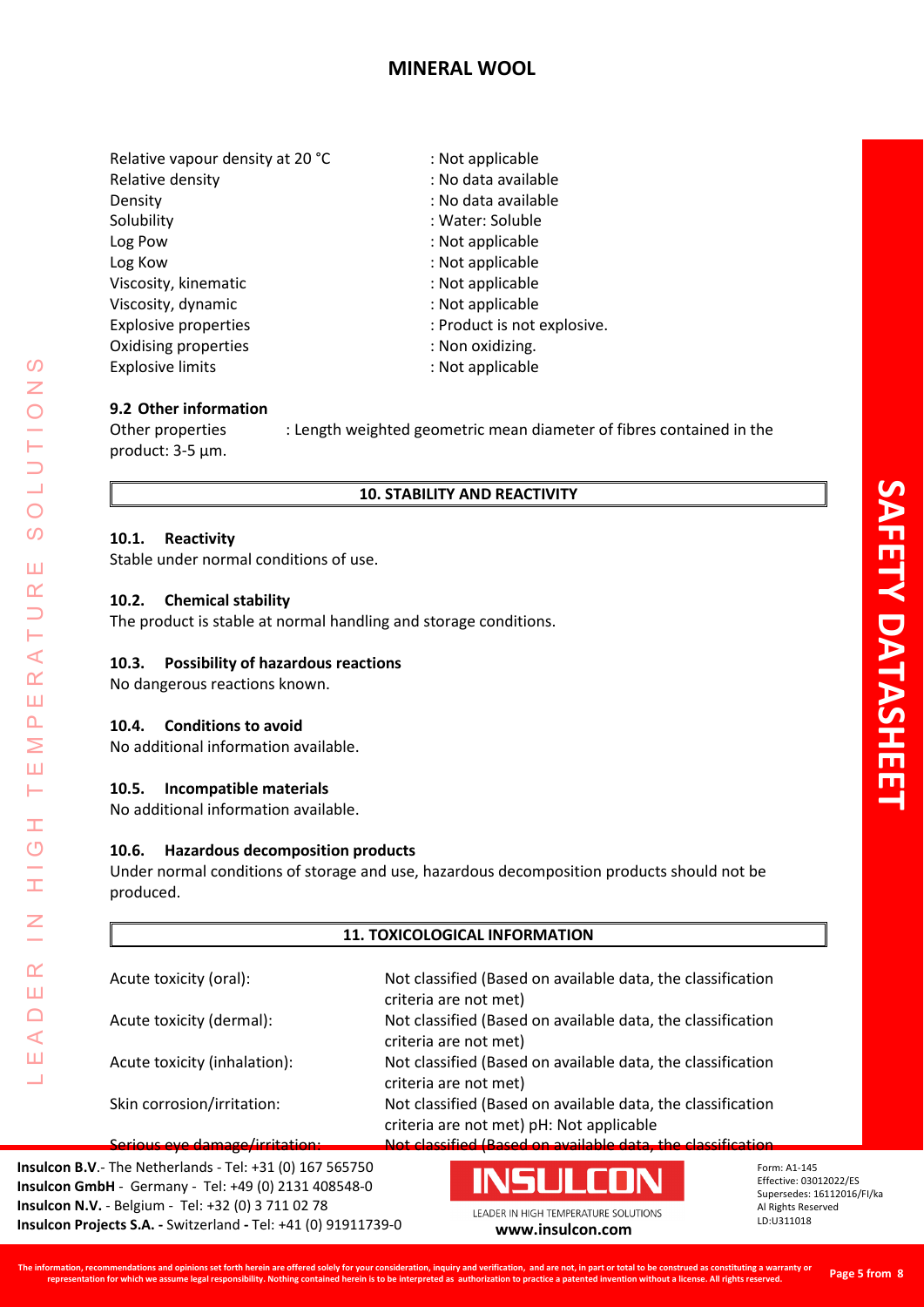| | |
|---|---|
| Relative vapour density at 20 °C | : Not applicable |
| Relative density | : No data available |
| Density | : No data available |
| Solubility | : Water: Soluble |
| Log Pow | : Not applicable |
| Log Kow | : Not applicable |
| Viscosity, kinematic | : Not applicable |
| Viscosity, dynamic | : Not applicable |
| Explosive properties | : Product is not explosive. |
| Oxidising properties | : Non oxidizing. |
| Explosive limits | : Not applicable |

### 9.2 Other information

Other properties : Length weighted geometric mean diameter of fibres contained in the product: 3-5 µm.

## 10. STABILITY AND REACTIVITY

### 10.1. Reactivity

Stable under normal conditions of use.

### 10.2. Chemical stability

The product is stable at normal handling and storage conditions.

### 10.3. Possibility of hazardous reactions

No dangerous reactions known.

### 10.4. Conditions to avoid

No additional information available.

### 10.5. Incompatible materials

No additional information available.

### 10.6. Hazardous decomposition products

Under normal conditions of storage and use, hazardous decomposition products should not be produced.

## 11. TOXICOLOGICAL INFORMATION

| | |
|---|---|
| Acute toxicity (oral): | Not classified (Based on available data, the classification criteria are not met) |
| Acute toxicity (dermal): | Not classified (Based on available data, the classification criteria are not met) |
| Acute toxicity (inhalation): | Not classified (Based on available data, the classification criteria are not met) |
| Skin corrosion/irritation: | Not classified (Based on available data, the classification criteria are not met) pH: Not applicable |
| Serious eye damage/irritation: | Not classified (Based on available data, the classification |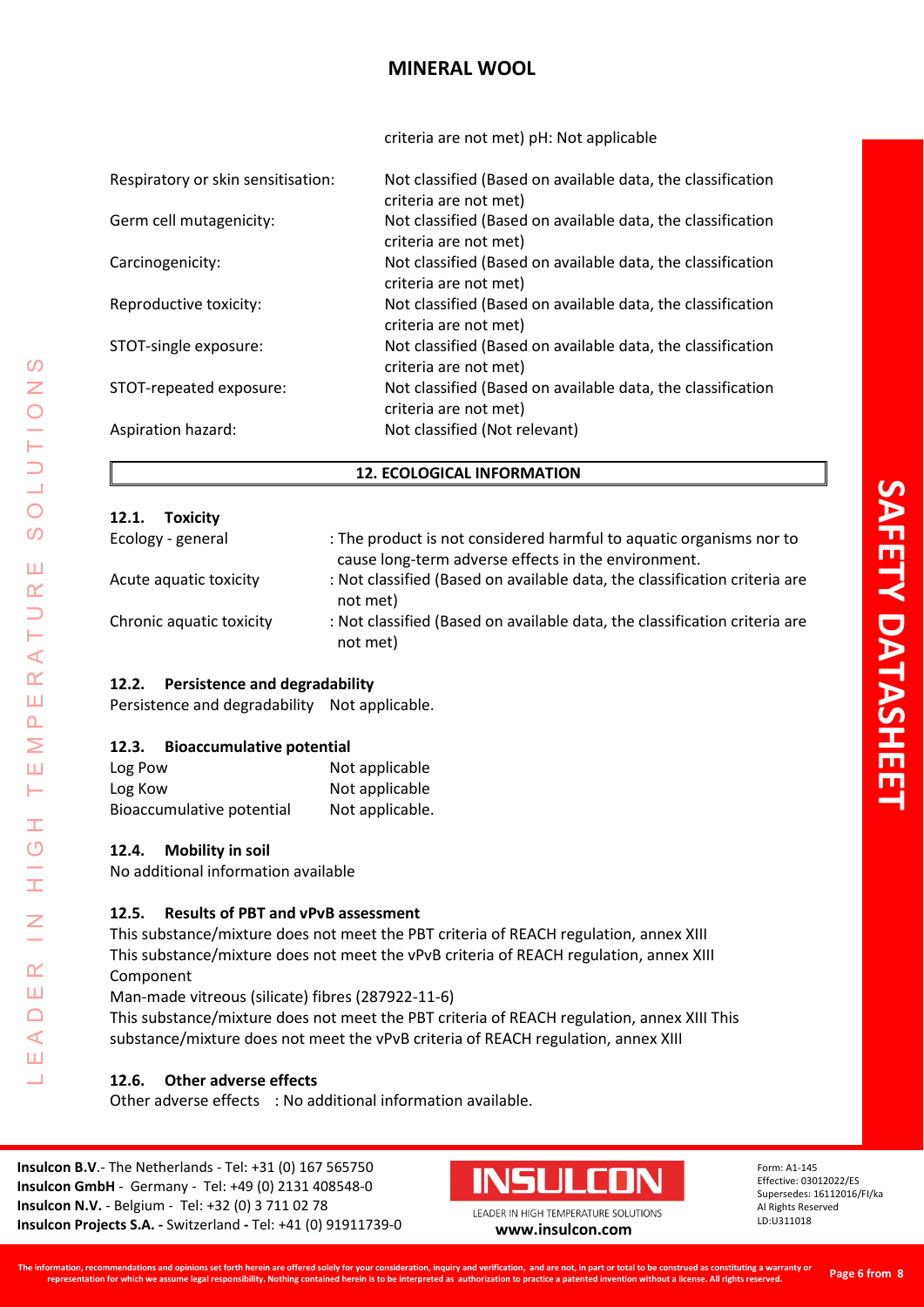criteria are not met) pH: Not applicable

| | |
|---|---|
| Respiratory or skin sensitisation: | Not classified (Based on available data, the classification criteria are not met) |
| Germ cell mutagenicity: | Not classified (Based on available data, the classification criteria are not met) |
| Carcinogenicity: | Not classified (Based on available data, the classification criteria are not met) |
| Reproductive toxicity: | Not classified (Based on available data, the classification criteria are not met) |
| STOT-single exposure: | Not classified (Based on available data, the classification criteria are not met) |
| STOT-repeated exposure: | Not classified (Based on available data, the classification criteria are not met) |
| Aspiration hazard: | Not classified (Not relevant) |

## 12. ECOLOGICAL INFORMATION

### 12.1. Toxicity

| | |
|---|---|
| Ecology - general | : The product is not considered harmful to aquatic organisms nor to cause long-term adverse effects in the environment. |
| Acute aquatic toxicity | : Not classified (Based on available data, the classification criteria are not met) |
| Chronic aquatic toxicity | : Not classified (Based on available data, the classification criteria are not met) |

### 12.2. Persistence and degradability

Persistence and degradability Not applicable.

### 12.3. Bioaccumulative potential

| | |
|---|---|
| Log Pow | Not applicable |
| Log Kow | Not applicable |
| Bioaccumulative potential | Not applicable. |

### 12.4. Mobility in soil

No additional information available

### 12.5. Results of PBT and vPvB assessment

This substance/mixture does not meet the PBT criteria of REACH regulation, annex XIII
This substance/mixture does not meet the vPvB criteria of REACH regulation, annex XIII
Component
Man-made vitreous (silicate) fibres (287922-11-6)
This substance/mixture does not meet the PBT criteria of REACH regulation, annex XIII This substance/mixture does not meet the vPvB criteria of REACH regulation, annex XIII

### 12.6. Other adverse effects

Other adverse effects : No additional information available.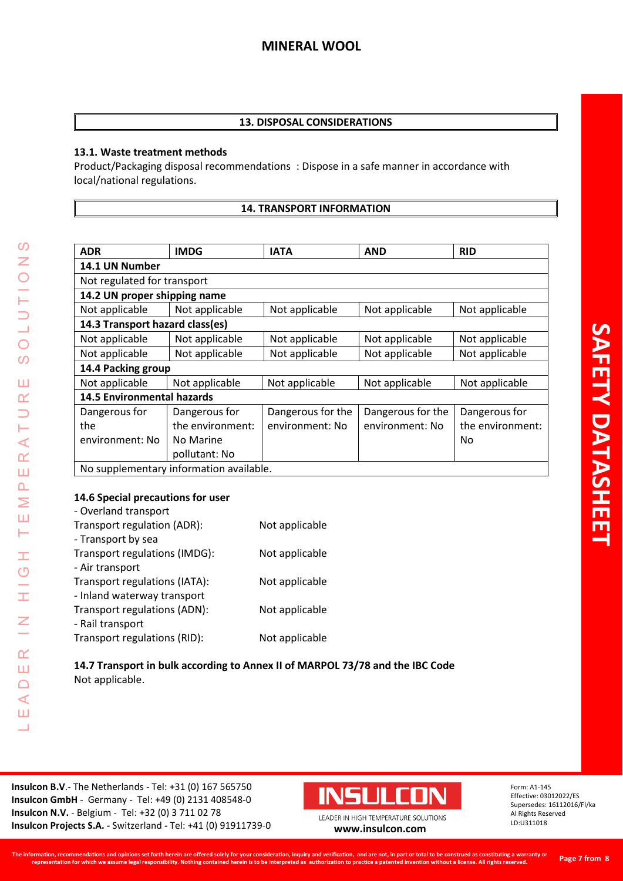## 13. DISPOSAL CONSIDERATIONS

### 13.1. Waste treatment methods

Product/Packaging disposal recommendations : Dispose in a safe manner in accordance with local/national regulations.

## 14. TRANSPORT INFORMATION

| ADR | IMDG | IATA | AND | RID |
|---|---|---|---|---|
| **14.1 UN Number** | | | | |
| Not regulated for transport | | | | |
| **14.2 UN proper shipping name** | | | | |
| Not applicable | Not applicable | Not applicable | Not applicable | Not applicable |
| **14.3 Transport hazard class(es)** | | | | |
| Not applicable | Not applicable | Not applicable | Not applicable | Not applicable |
| Not applicable | Not applicable | Not applicable | Not applicable | Not applicable |
| **14.4 Packing group** | | | | |
| Not applicable | Not applicable | Not applicable | Not applicable | Not applicable |
| **14.5 Environmental hazards** | | | | |
| Dangerous for the environment: No | Dangerous for the environment: No Marine pollutant: No | Dangerous for the environment: No | Dangerous for the environment: No | Dangerous for the environment: No |
| No supplementary information available. | | | | |

### 14.6 Special precautions for user

- Overland transport

Transport regulation (ADR): Not applicable

- Transport by sea

Transport regulations (IMDG): Not applicable

- Air transport

Transport regulations (IATA): Not applicable

- Inland waterway transport

Transport regulations (ADN): Not applicable

- Rail transport

Transport regulations (RID): Not applicable

### 14.7 Transport in bulk according to Annex II of MARPOL 73/78 and the IBC Code

Not applicable.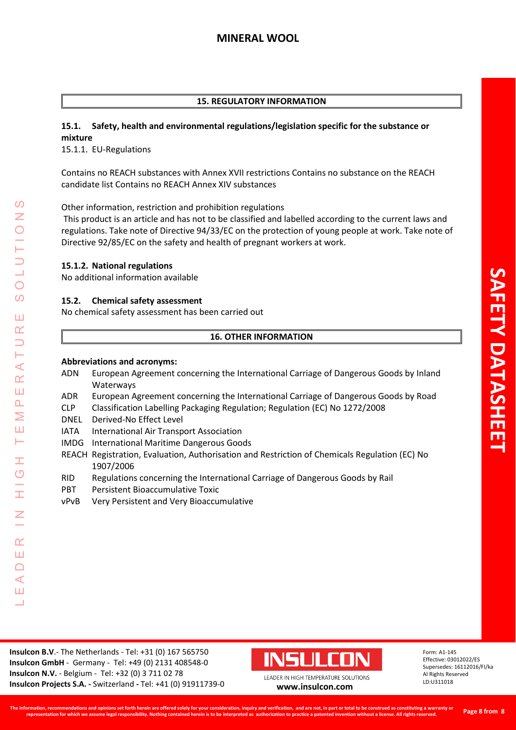## 15. REGULATORY INFORMATION

### 15.1. Safety, health and environmental regulations/legislation specific for the substance or mixture

15.1.1. EU-Regulations

Contains no REACH substances with Annex XVII restrictions Contains no substance on the REACH candidate list Contains no REACH Annex XIV substances

Other information, restriction and prohibition regulations

This product is an article and has not to be classified and labelled according to the current laws and regulations. Take note of Directive 94/33/EC on the protection of young people at work. Take note of Directive 92/85/EC on the safety and health of pregnant workers at work.

**15.1.2. National regulations**

No additional information available

### 15.2. Chemical safety assessment

No chemical safety assessment has been carried out

## 16. OTHER INFORMATION

**Abbreviations and acronyms:**

| | |
|---|---|
| ADN | European Agreement concerning the International Carriage of Dangerous Goods by Inland Waterways |
| ADR | European Agreement concerning the International Carriage of Dangerous Goods by Road |
| CLP | Classification Labelling Packaging Regulation; Regulation (EC) No 1272/2008 |
| DNEL | Derived-No Effect Level |
| IATA | International Air Transport Association |
| IMDG | International Maritime Dangerous Goods |
| REACH | Registration, Evaluation, Authorisation and Restriction of Chemicals Regulation (EC) No 1907/2006 |
| RID | Regulations concerning the International Carriage of Dangerous Goods by Rail |
| PBT | Persistent Bioaccumulative Toxic |
| vPvB | Very Persistent and Very Bioaccumulative |